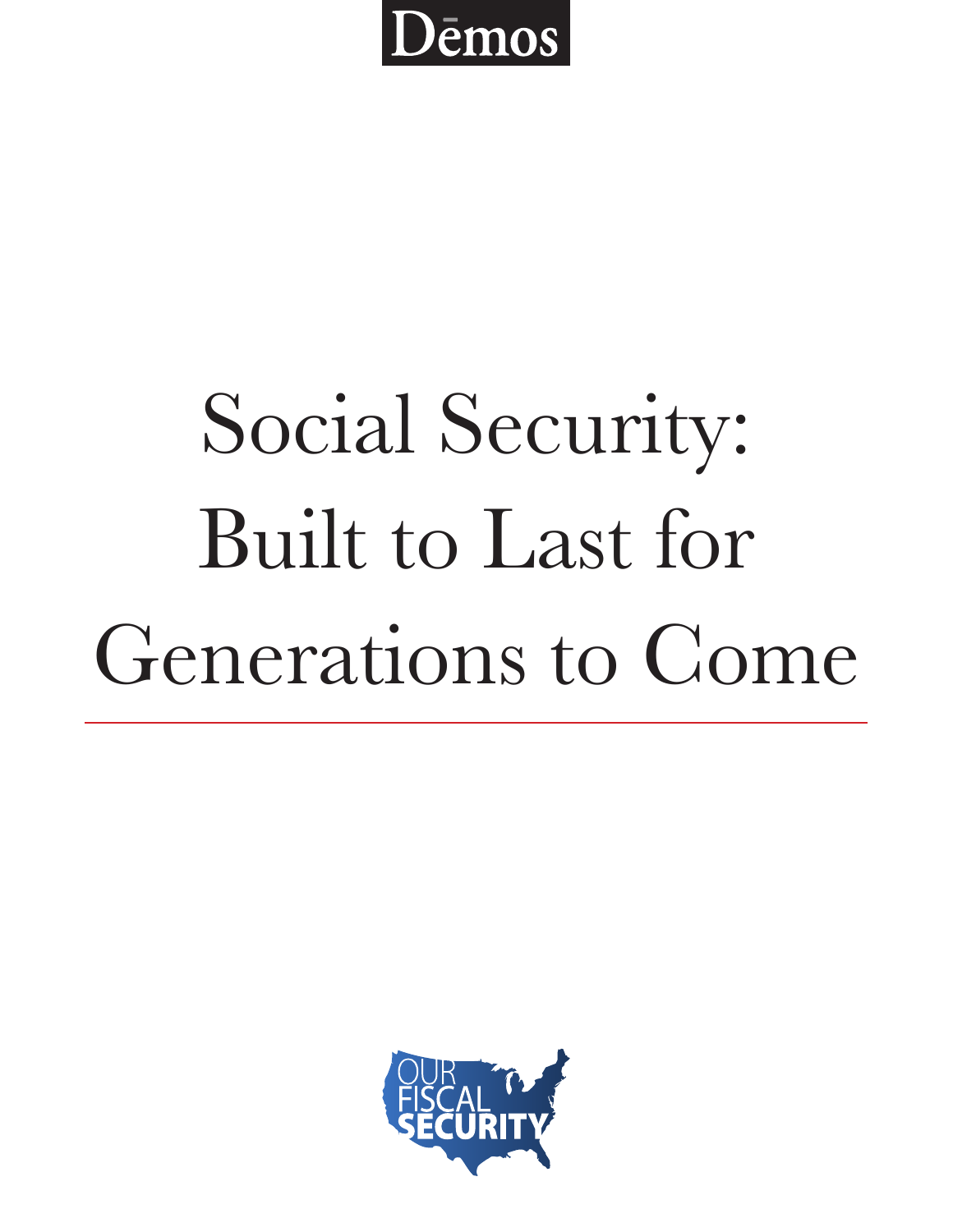Dēmos

# Social Security: Built to Last for Generations to Come

OUR FISCAL SECURITY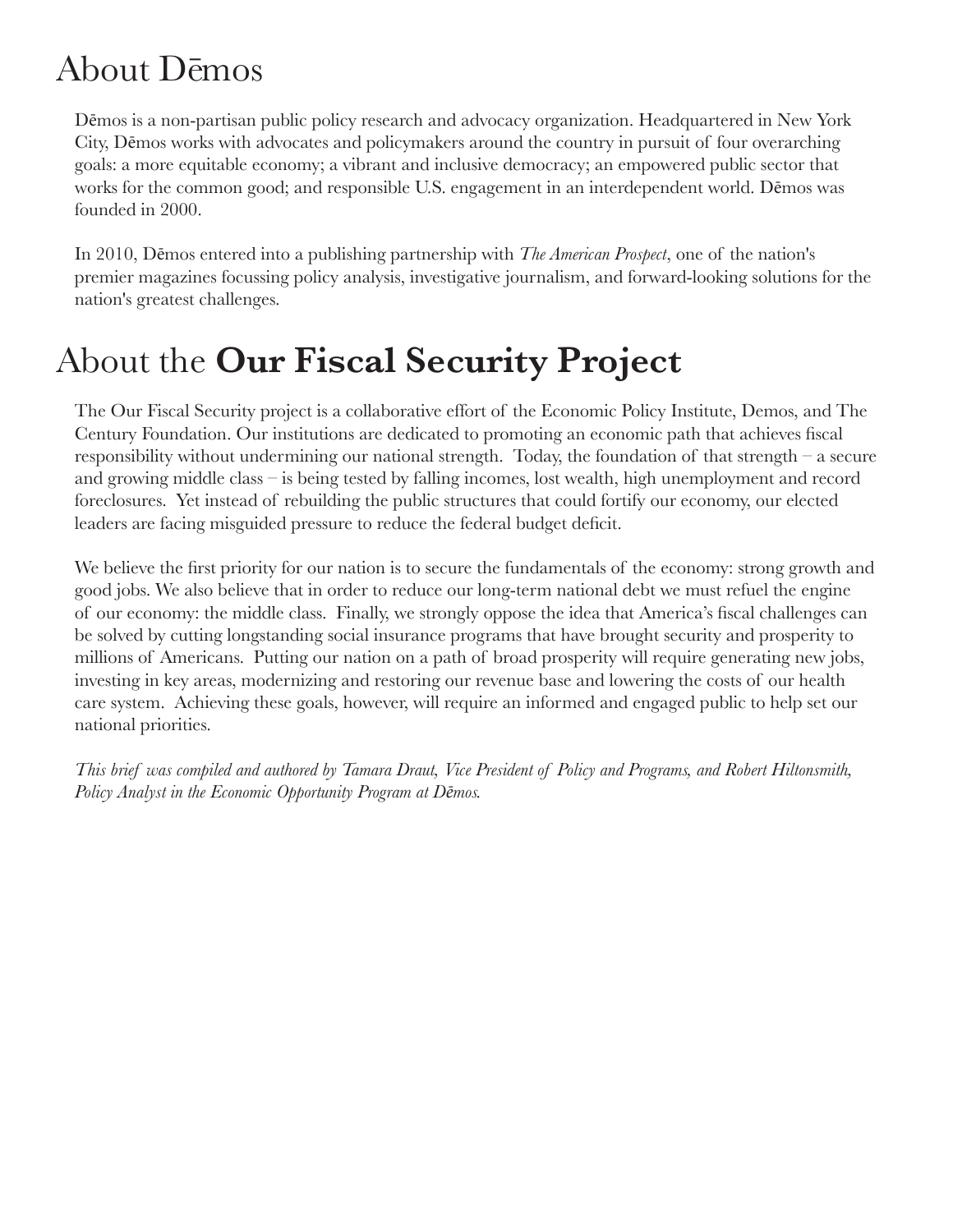# About Dēmos

Dēmos is a non-partisan public policy research and advocacy organization. Headquartered in New York City, Dēmos works with advocates and policymakers around the country in pursuit of four overarching goals: a more equitable economy; a vibrant and inclusive democracy; an empowered public sector that works for the common good; and responsible U.S. engagement in an interdependent world. Dēmos was founded in 2000.

In 2010, Dēmos entered into a publishing partnership with *The American Prospect*, one of the nation's premier magazines focussing policy analysis, investigative journalism, and forward-looking solutions for the nation's greatest challenges.

# About the **Our Fiscal Security Project**

The Our Fiscal Security project is a collaborative effort of the Economic Policy Institute, Demos, and The Century Foundation. Our institutions are dedicated to promoting an economic path that achieves fiscal responsibility without undermining our national strength. Today, the foundation of that strength – a secure and growing middle class – is being tested by falling incomes, lost wealth, high unemployment and record foreclosures. Yet instead of rebuilding the public structures that could fortify our economy, our elected leaders are facing misguided pressure to reduce the federal budget deficit.

We believe the first priority for our nation is to secure the fundamentals of the economy: strong growth and good jobs. We also believe that in order to reduce our long-term national debt we must refuel the engine of our economy: the middle class. Finally, we strongly oppose the idea that America's fiscal challenges can be solved by cutting longstanding social insurance programs that have brought security and prosperity to millions of Americans. Putting our nation on a path of broad prosperity will require generating new jobs, investing in key areas, modernizing and restoring our revenue base and lowering the costs of our health care system. Achieving these goals, however, will require an informed and engaged public to help set our national priorities.

*This brief was compiled and authored by Tamara Draut, Vice President of Policy and Programs, and Robert Hiltonsmith, Policy Analyst in the Economic Opportunity Program at Dēmos.*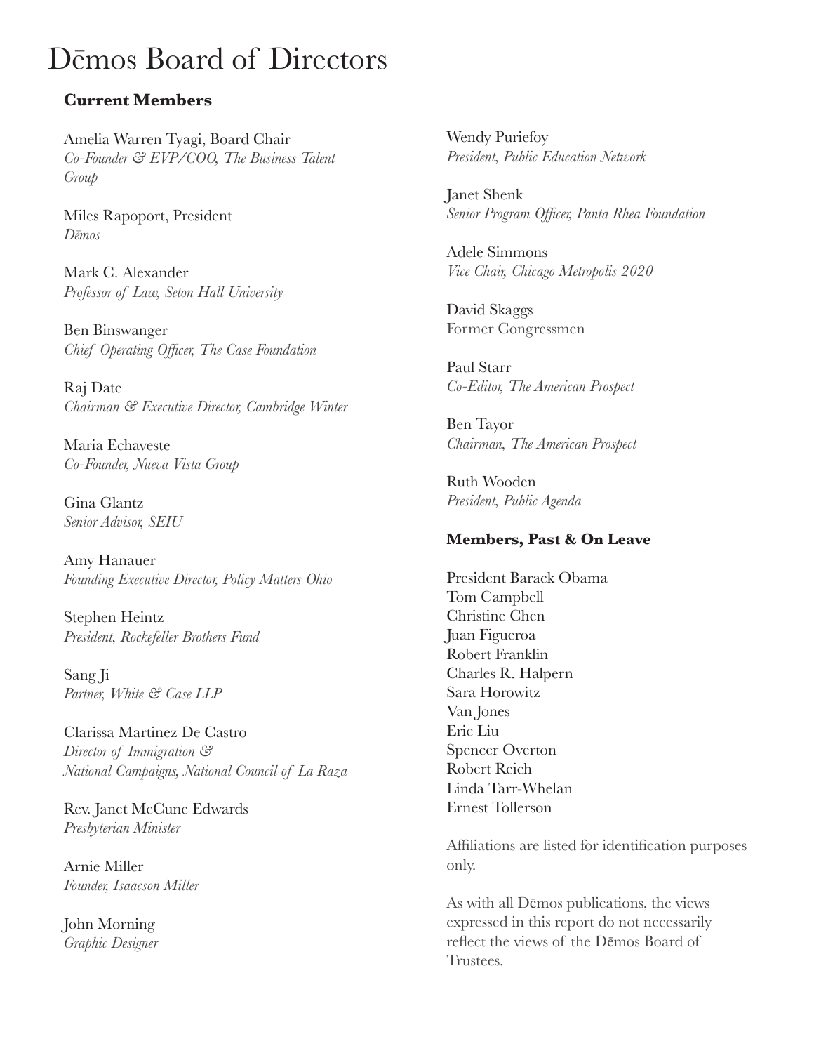# Dēmos Board of Directors

**Current Members**

Amelia Warren Tyagi, Board Chair
*Co-Founder & EVP/COO, The Business Talent Group*

Miles Rapoport, President
*Dēmos*

Mark C. Alexander
*Professor of Law, Seton Hall University*

Ben Binswanger
*Chief Operating Officer, The Case Foundation*

Raj Date
*Chairman & Executive Director, Cambridge Winter*

Maria Echaveste
*Co-Founder, Nueva Vista Group*

Gina Glantz
*Senior Advisor, SEIU*

Amy Hanauer
*Founding Executive Director, Policy Matters Ohio*

Stephen Heintz
*President, Rockefeller Brothers Fund*

Sang Ji
*Partner, White & Case LLP*

Clarissa Martinez De Castro
*Director of Immigration & National Campaigns, National Council of La Raza*

Rev. Janet McCune Edwards
*Presbyterian Minister*

Arnie Miller
*Founder, Isaacson Miller*

John Morning
*Graphic Designer*

Wendy Puriefoy
*President, Public Education Network*

Janet Shenk
*Senior Program Officer, Panta Rhea Foundation*

Adele Simmons
*Vice Chair, Chicago Metropolis 2020*

David Skaggs
Former Congressmen

Paul Starr
*Co-Editor, The American Prospect*

Ben Tayor
*Chairman, The American Prospect*

Ruth Wooden
*President, Public Agenda*

**Members, Past & On Leave**

President Barack Obama
Tom Campbell
Christine Chen
Juan Figueroa
Robert Franklin
Charles R. Halpern
Sara Horowitz
Van Jones
Eric Liu
Spencer Overton
Robert Reich
Linda Tarr-Whelan
Ernest Tollerson

Affiliations are listed for identification purposes only.

As with all Dēmos publications, the views expressed in this report do not necessarily reflect the views of the Dēmos Board of Trustees.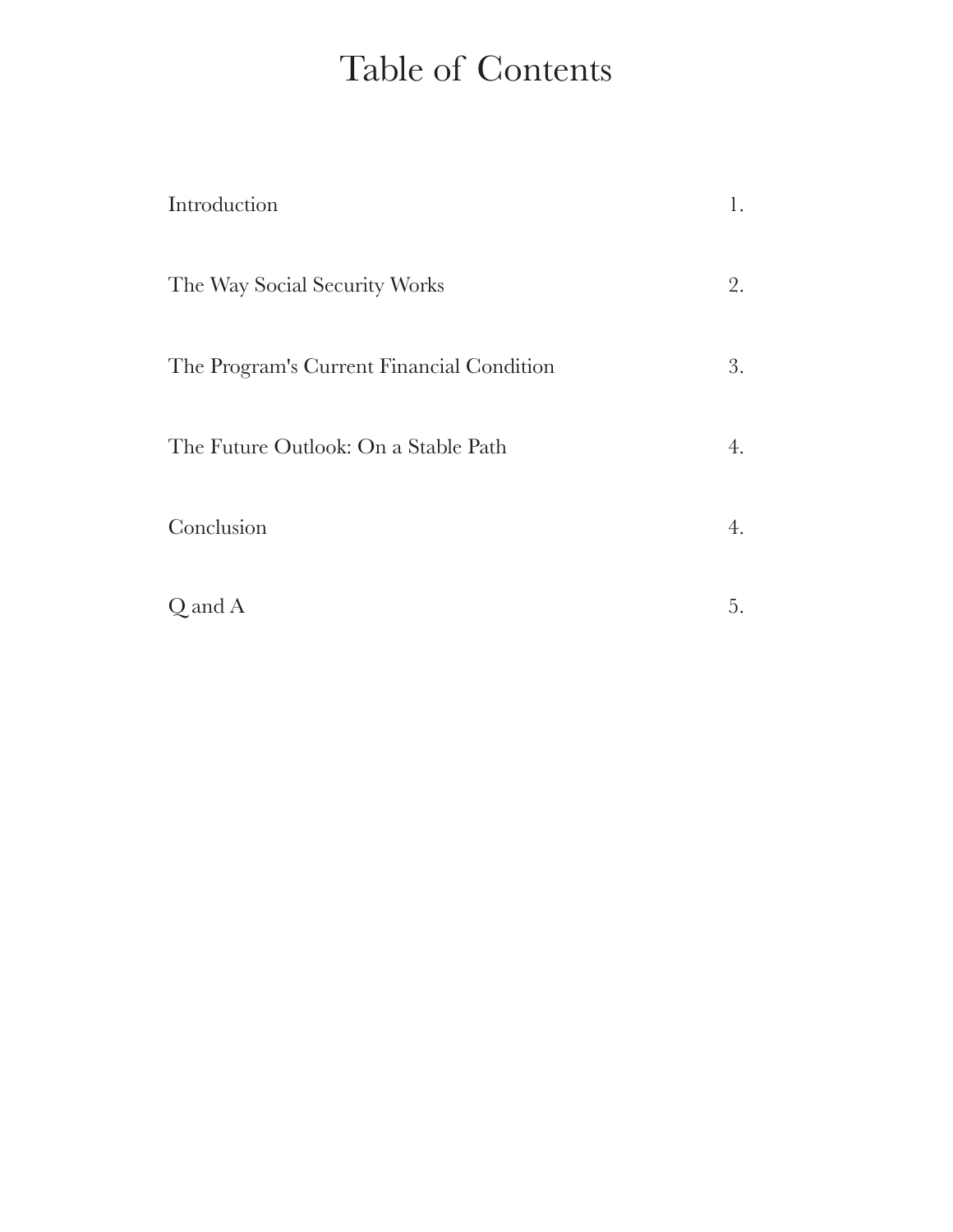# Table of Contents

| | |
|---|---|
| Introduction | 1. |
| The Way Social Security Works | 2. |
| The Program's Current Financial Condition | 3. |
| The Future Outlook: On a Stable Path | 4. |
| Conclusion | 4. |
| Q and A | 5. |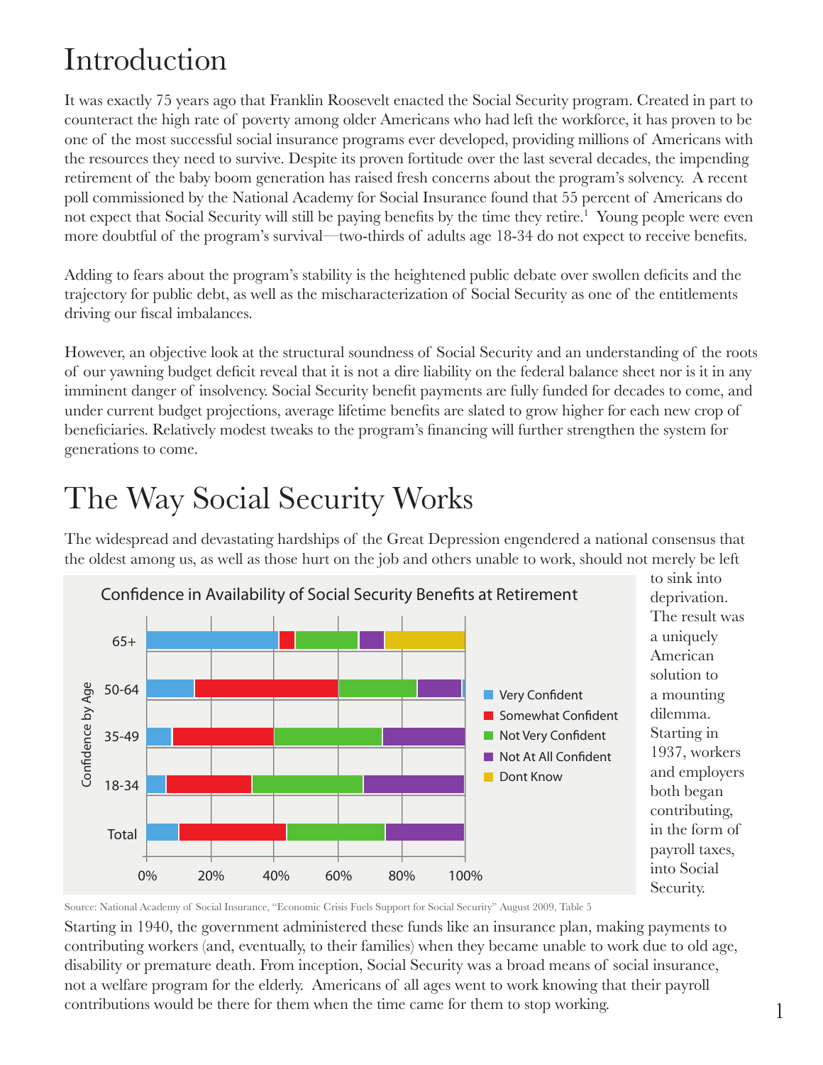# Introduction

It was exactly 75 years ago that Franklin Roosevelt enacted the Social Security program. Created in part to counteract the high rate of poverty among older Americans who had left the workforce, it has proven to be one of the most successful social insurance programs ever developed, providing millions of Americans with the resources they need to survive. Despite its proven fortitude over the last several decades, the impending retirement of the baby boom generation has raised fresh concerns about the program's solvency. A recent poll commissioned by the National Academy for Social Insurance found that 55 percent of Americans do not expect that Social Security will still be paying benefits by the time they retire.[1] Young people were even more doubtful of the program's survival—two-thirds of adults age 18-34 do not expect to receive benefits.

Adding to fears about the program's stability is the heightened public debate over swollen deficits and the trajectory for public debt, as well as the mischaracterization of Social Security as one of the entitlements driving our fiscal imbalances.

However, an objective look at the structural soundness of Social Security and an understanding of the roots of our yawning budget deficit reveal that it is not a dire liability on the federal balance sheet nor is it in any imminent danger of insolvency. Social Security benefit payments are fully funded for decades to come, and under current budget projections, average lifetime benefits are slated to grow higher for each new crop of beneficiaries. Relatively modest tweaks to the program's financing will further strengthen the system for generations to come.

# The Way Social Security Works

The widespread and devastating hardships of the Great Depression engendered a national consensus that the oldest among us, as well as those hurt on the job and others unable to work, should not merely be left to sink into deprivation. The result was a uniquely American solution to a mounting dilemma. Starting in 1937, workers and employers both began contributing, in the form of payroll taxes, into Social Security.

**Confidence in Availability of Social Security Benefits at Retirement**

Source: National Academy of Social Insurance, "Economic Crisis Fuels Support for Social Security" August 2009, Table 5

Starting in 1940, the government administered these funds like an insurance plan, making payments to contributing workers (and, eventually, to their families) when they became unable to work due to old age, disability or premature death. From inception, Social Security was a broad means of social insurance, not a welfare program for the elderly. Americans of all ages went to work knowing that their payroll contributions would be there for them when the time came for them to stop working.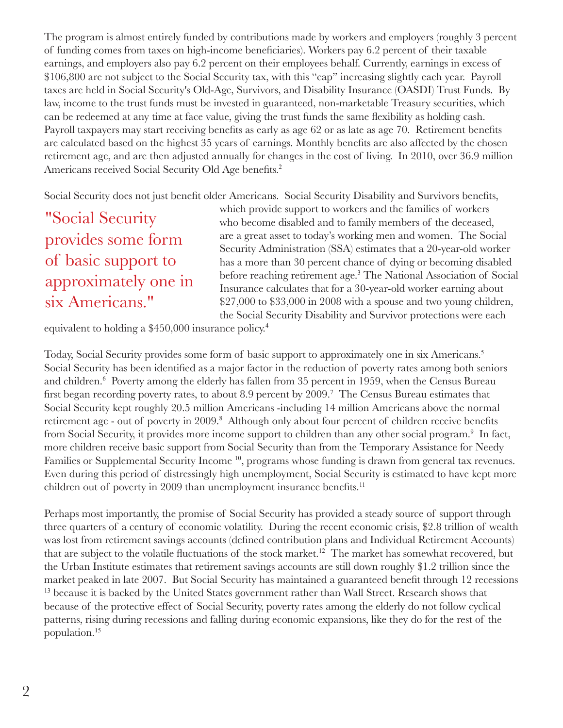The program is almost entirely funded by contributions made by workers and employers (roughly 3 percent of funding comes from taxes on high-income beneficiaries). Workers pay 6.2 percent of their taxable earnings, and employers also pay 6.2 percent on their employees behalf. Currently, earnings in excess of $106,800 are not subject to the Social Security tax, with this "cap" increasing slightly each year. Payroll taxes are held in Social Security's Old-Age, Survivors, and Disability Insurance (OASDI) Trust Funds. By law, income to the trust funds must be invested in guaranteed, non-marketable Treasury securities, which can be redeemed at any time at face value, giving the trust funds the same flexibility as holding cash. Payroll taxpayers may start receiving benefits as early as age 62 or as late as age 70. Retirement benefits are calculated based on the highest 35 years of earnings. Monthly benefits are also affected by the chosen retirement age, and are then adjusted annually for changes in the cost of living. In 2010, over 36.9 million Americans received Social Security Old Age benefits.[2]

Social Security does not just benefit older Americans. Social Security Disability and Survivors benefits, which provide support to workers and the families of workers who become disabled and to family members of the deceased, are a great asset to today's working men and women. The Social Security Administration (SSA) estimates that a 20-year-old worker has a more than 30 percent chance of dying or becoming disabled before reaching retirement age.[3] The National Association of Social Insurance calculates that for a 30-year-old worker earning about $27,000 to $33,000 in 2008 with a spouse and two young children, the Social Security Disability and Survivor protections were each equivalent to holding a $450,000 insurance policy.[4]

> "Social Security provides some form of basic support to approximately one in six Americans."

Today, Social Security provides some form of basic support to approximately one in six Americans.[5] Social Security has been identified as a major factor in the reduction of poverty rates among both seniors and children.[6] Poverty among the elderly has fallen from 35 percent in 1959, when the Census Bureau first began recording poverty rates, to about 8.9 percent by 2009.[7] The Census Bureau estimates that Social Security kept roughly 20.5 million Americans -including 14 million Americans above the normal retirement age - out of poverty in 2009.[8] Although only about four percent of children receive benefits from Social Security, it provides more income support to children than any other social program.[9] In fact, more children receive basic support from Social Security than from the Temporary Assistance for Needy Families or Supplemental Security Income [10], programs whose funding is drawn from general tax revenues. Even during this period of distressingly high unemployment, Social Security is estimated to have kept more children out of poverty in 2009 than unemployment insurance benefits.[11]

Perhaps most importantly, the promise of Social Security has provided a steady source of support through three quarters of a century of economic volatility. During the recent economic crisis, $2.8 trillion of wealth was lost from retirement savings accounts (defined contribution plans and Individual Retirement Accounts) that are subject to the volatile fluctuations of the stock market.[12] The market has somewhat recovered, but the Urban Institute estimates that retirement savings accounts are still down roughly $1.2 trillion since the market peaked in late 2007. But Social Security has maintained a guaranteed benefit through 12 recessions [13] because it is backed by the United States government rather than Wall Street. Research shows that because of the protective effect of Social Security, poverty rates among the elderly do not follow cyclical patterns, rising during recessions and falling during economic expansions, like they do for the rest of the population.[15]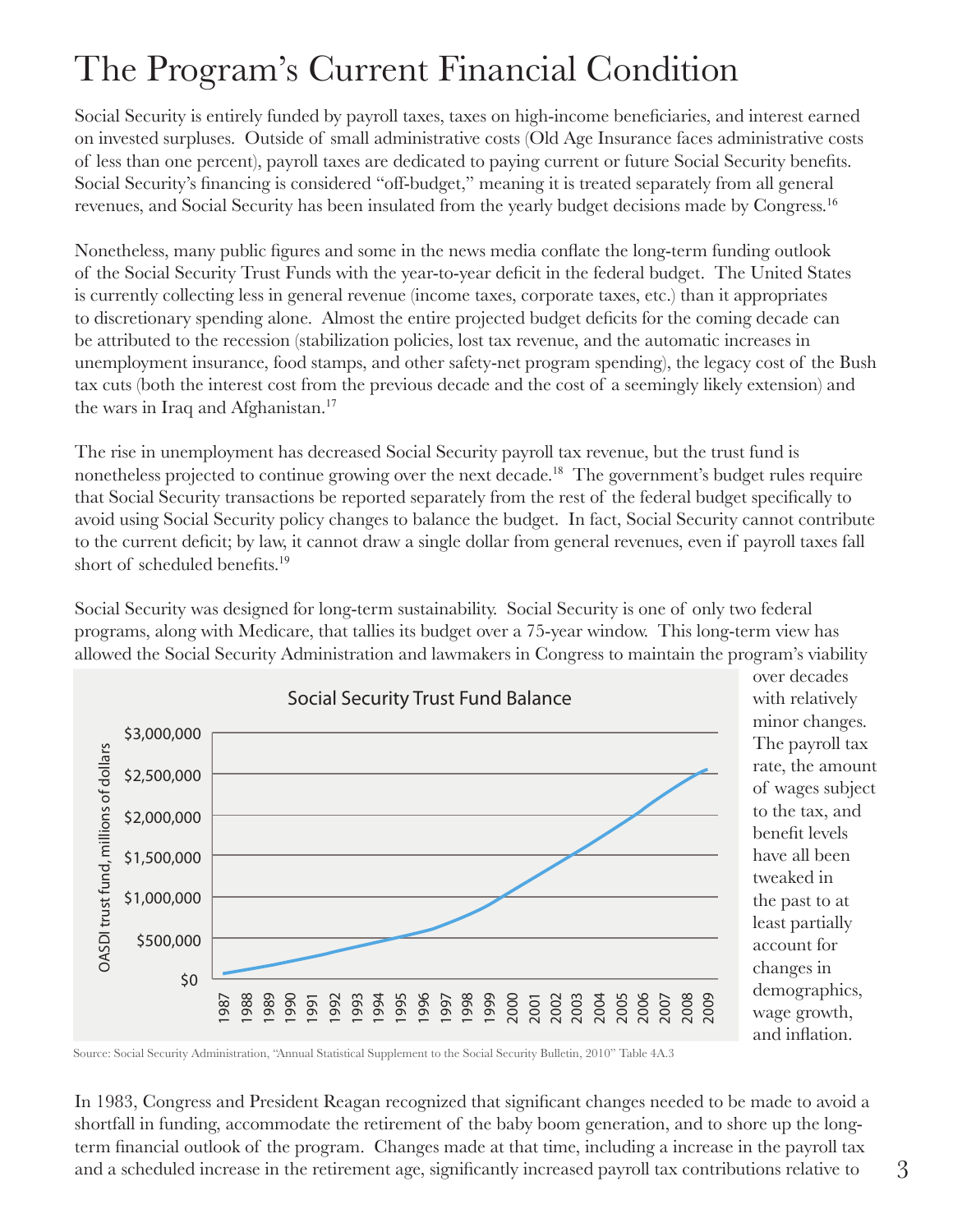# The Program's Current Financial Condition

Social Security is entirely funded by payroll taxes, taxes on high-income beneficiaries, and interest earned on invested surpluses. Outside of small administrative costs (Old Age Insurance faces administrative costs of less than one percent), payroll taxes are dedicated to paying current or future Social Security benefits. Social Security's financing is considered "off-budget," meaning it is treated separately from all general revenues, and Social Security has been insulated from the yearly budget decisions made by Congress.[16]

Nonetheless, many public figures and some in the news media conflate the long-term funding outlook of the Social Security Trust Funds with the year-to-year deficit in the federal budget. The United States is currently collecting less in general revenue (income taxes, corporate taxes, etc.) than it appropriates to discretionary spending alone. Almost the entire projected budget deficits for the coming decade can be attributed to the recession (stabilization policies, lost tax revenue, and the automatic increases in unemployment insurance, food stamps, and other safety-net program spending), the legacy cost of the Bush tax cuts (both the interest cost from the previous decade and the cost of a seemingly likely extension) and the wars in Iraq and Afghanistan.[17]

The rise in unemployment has decreased Social Security payroll tax revenue, but the trust fund is nonetheless projected to continue growing over the next decade.[18] The government's budget rules require that Social Security transactions be reported separately from the rest of the federal budget specifically to avoid using Social Security policy changes to balance the budget. In fact, Social Security cannot contribute to the current deficit; by law, it cannot draw a single dollar from general revenues, even if payroll taxes fall short of scheduled benefits.[19]

Social Security was designed for long-term sustainability. Social Security is one of only two federal programs, along with Medicare, that tallies its budget over a 75-year window. This long-term view has allowed the Social Security Administration and lawmakers in Congress to maintain the program's viability over decades with relatively minor changes. The payroll tax rate, the amount of wages subject to the tax, and benefit levels have all been tweaked in the past to at least partially account for changes in demographics, wage growth, and inflation.

**Social Security Trust Fund Balance**

Source: Social Security Administration, "Annual Statistical Supplement to the Social Security Bulletin, 2010" Table 4A.3

In 1983, Congress and President Reagan recognized that significant changes needed to be made to avoid a shortfall in funding, accommodate the retirement of the baby boom generation, and to shore up the long-term financial outlook of the program. Changes made at that time, including a increase in the payroll tax and a scheduled increase in the retirement age, significantly increased payroll tax contributions relative to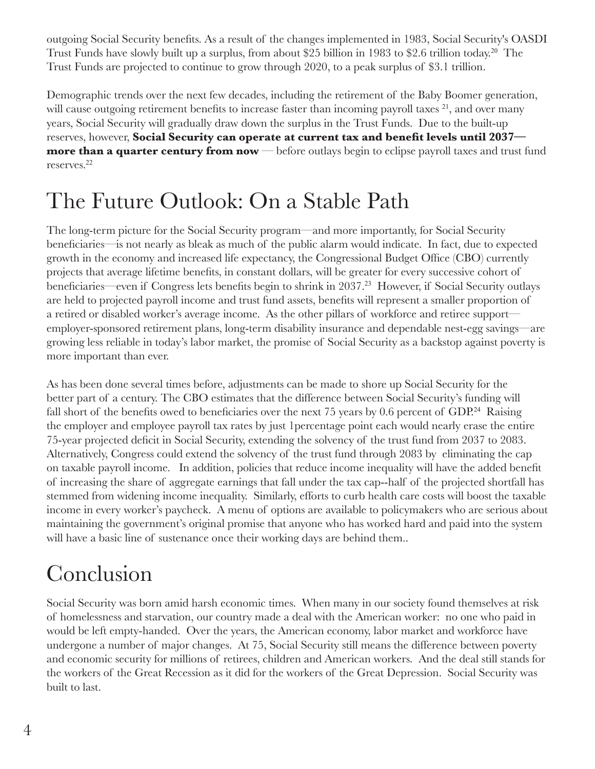outgoing Social Security benefits. As a result of the changes implemented in 1983, Social Security's OASDI Trust Funds have slowly built up a surplus, from about $25 billion in 1983 to $2.6 trillion today.[20] The Trust Funds are projected to continue to grow through 2020, to a peak surplus of $3.1 trillion.

Demographic trends over the next few decades, including the retirement of the Baby Boomer generation, will cause outgoing retirement benefits to increase faster than incoming payroll taxes [21], and over many years, Social Security will gradually draw down the surplus in the Trust Funds. Due to the built-up reserves, however, **Social Security can operate at current tax and benefit levels until 2037— more than a quarter century from now** — before outlays begin to eclipse payroll taxes and trust fund reserves.[22]

# The Future Outlook: On a Stable Path

The long-term picture for the Social Security program—and more importantly, for Social Security beneficiaries—is not nearly as bleak as much of the public alarm would indicate. In fact, due to expected growth in the economy and increased life expectancy, the Congressional Budget Office (CBO) currently projects that average lifetime benefits, in constant dollars, will be greater for every successive cohort of beneficiaries—even if Congress lets benefits begin to shrink in 2037.[23] However, if Social Security outlays are held to projected payroll income and trust fund assets, benefits will represent a smaller proportion of a retired or disabled worker's average income. As the other pillars of workforce and retiree support—employer-sponsored retirement plans, long-term disability insurance and dependable nest-egg savings—are growing less reliable in today's labor market, the promise of Social Security as a backstop against poverty is more important than ever.

As has been done several times before, adjustments can be made to shore up Social Security for the better part of a century. The CBO estimates that the difference between Social Security's funding will fall short of the benefits owed to beneficiaries over the next 75 years by 0.6 percent of GDP.[24] Raising the employer and employee payroll tax rates by just 1percentage point each would nearly erase the entire 75-year projected deficit in Social Security, extending the solvency of the trust fund from 2037 to 2083. Alternatively, Congress could extend the solvency of the trust fund through 2083 by eliminating the cap on taxable payroll income. In addition, policies that reduce income inequality will have the added benefit of increasing the share of aggregate earnings that fall under the tax cap--half of the projected shortfall has stemmed from widening income inequality. Similarly, efforts to curb health care costs will boost the taxable income in every worker's paycheck. A menu of options are available to policymakers who are serious about maintaining the government's original promise that anyone who has worked hard and paid into the system will have a basic line of sustenance once their working days are behind them..

# Conclusion

Social Security was born amid harsh economic times. When many in our society found themselves at risk of homelessness and starvation, our country made a deal with the American worker: no one who paid in would be left empty-handed. Over the years, the American economy, labor market and workforce have undergone a number of major changes. At 75, Social Security still means the difference between poverty and economic security for millions of retirees, children and American workers. And the deal still stands for the workers of the Great Recession as it did for the workers of the Great Depression. Social Security was built to last.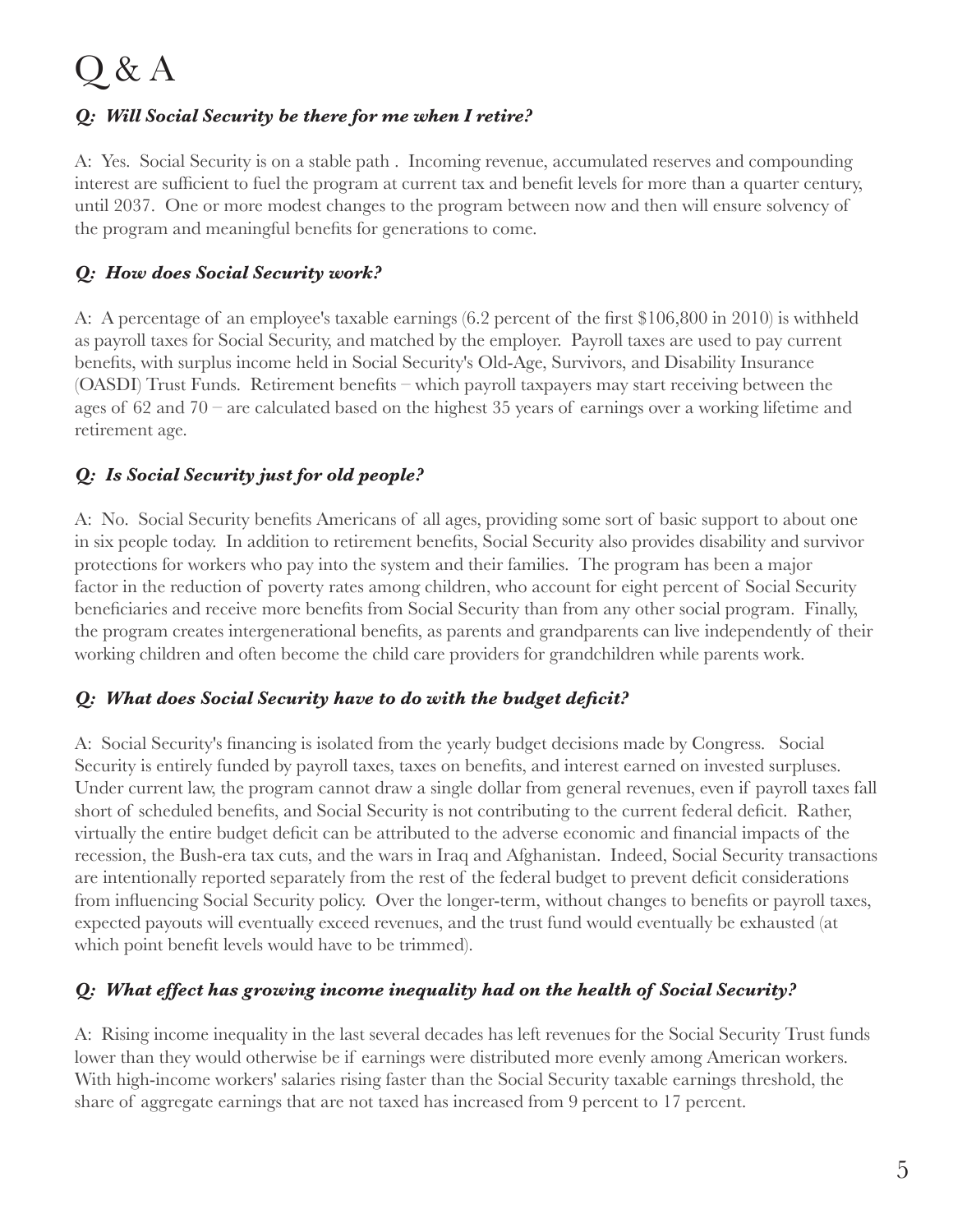# Q & A

***Q: Will Social Security be there for me when I retire?***

A: Yes. Social Security is on a stable path . Incoming revenue, accumulated reserves and compounding interest are sufficient to fuel the program at current tax and benefit levels for more than a quarter century, until 2037. One or more modest changes to the program between now and then will ensure solvency of the program and meaningful benefits for generations to come.

***Q: How does Social Security work?***

A: A percentage of an employee's taxable earnings (6.2 percent of the first $106,800 in 2010) is withheld as payroll taxes for Social Security, and matched by the employer. Payroll taxes are used to pay current benefits, with surplus income held in Social Security's Old-Age, Survivors, and Disability Insurance (OASDI) Trust Funds. Retirement benefits – which payroll taxpayers may start receiving between the ages of 62 and 70 – are calculated based on the highest 35 years of earnings over a working lifetime and retirement age.

***Q: Is Social Security just for old people?***

A: No. Social Security benefits Americans of all ages, providing some sort of basic support to about one in six people today. In addition to retirement benefits, Social Security also provides disability and survivor protections for workers who pay into the system and their families. The program has been a major factor in the reduction of poverty rates among children, who account for eight percent of Social Security beneficiaries and receive more benefits from Social Security than from any other social program. Finally, the program creates intergenerational benefits, as parents and grandparents can live independently of their working children and often become the child care providers for grandchildren while parents work.

***Q: What does Social Security have to do with the budget deficit?***

A: Social Security's financing is isolated from the yearly budget decisions made by Congress. Social Security is entirely funded by payroll taxes, taxes on benefits, and interest earned on invested surpluses. Under current law, the program cannot draw a single dollar from general revenues, even if payroll taxes fall short of scheduled benefits, and Social Security is not contributing to the current federal deficit. Rather, virtually the entire budget deficit can be attributed to the adverse economic and financial impacts of the recession, the Bush-era tax cuts, and the wars in Iraq and Afghanistan. Indeed, Social Security transactions are intentionally reported separately from the rest of the federal budget to prevent deficit considerations from influencing Social Security policy. Over the longer-term, without changes to benefits or payroll taxes, expected payouts will eventually exceed revenues, and the trust fund would eventually be exhausted (at which point benefit levels would have to be trimmed).

***Q: What effect has growing income inequality had on the health of Social Security?***

A: Rising income inequality in the last several decades has left revenues for the Social Security Trust funds lower than they would otherwise be if earnings were distributed more evenly among American workers. With high-income workers' salaries rising faster than the Social Security taxable earnings threshold, the share of aggregate earnings that are not taxed has increased from 9 percent to 17 percent.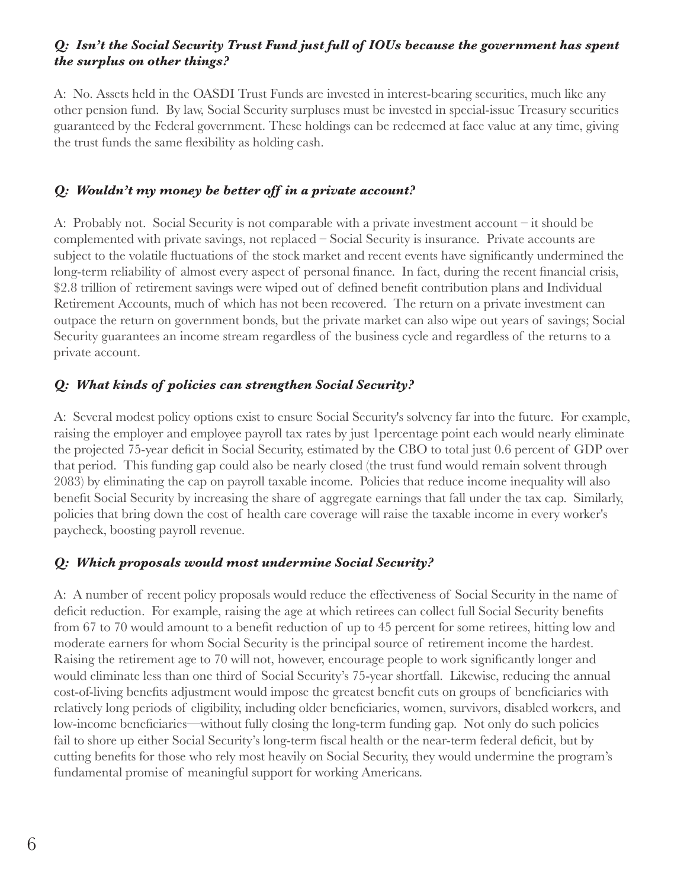***Q: Isn't the Social Security Trust Fund just full of IOUs because the government has spent the surplus on other things?***

A: No. Assets held in the OASDI Trust Funds are invested in interest-bearing securities, much like any other pension fund. By law, Social Security surpluses must be invested in special-issue Treasury securities guaranteed by the Federal government. These holdings can be redeemed at face value at any time, giving the trust funds the same flexibility as holding cash.

***Q: Wouldn't my money be better off in a private account?***

A: Probably not. Social Security is not comparable with a private investment account – it should be complemented with private savings, not replaced – Social Security is insurance. Private accounts are subject to the volatile fluctuations of the stock market and recent events have significantly undermined the long-term reliability of almost every aspect of personal finance. In fact, during the recent financial crisis, $2.8 trillion of retirement savings were wiped out of defined benefit contribution plans and Individual Retirement Accounts, much of which has not been recovered. The return on a private investment can outpace the return on government bonds, but the private market can also wipe out years of savings; Social Security guarantees an income stream regardless of the business cycle and regardless of the returns to a private account.

***Q: What kinds of policies can strengthen Social Security?***

A: Several modest policy options exist to ensure Social Security's solvency far into the future. For example, raising the employer and employee payroll tax rates by just 1percentage point each would nearly eliminate the projected 75-year deficit in Social Security, estimated by the CBO to total just 0.6 percent of GDP over that period. This funding gap could also be nearly closed (the trust fund would remain solvent through 2083) by eliminating the cap on payroll taxable income. Policies that reduce income inequality will also benefit Social Security by increasing the share of aggregate earnings that fall under the tax cap. Similarly, policies that bring down the cost of health care coverage will raise the taxable income in every worker's paycheck, boosting payroll revenue.

***Q: Which proposals would most undermine Social Security?***

A: A number of recent policy proposals would reduce the effectiveness of Social Security in the name of deficit reduction. For example, raising the age at which retirees can collect full Social Security benefits from 67 to 70 would amount to a benefit reduction of up to 45 percent for some retirees, hitting low and moderate earners for whom Social Security is the principal source of retirement income the hardest. Raising the retirement age to 70 will not, however, encourage people to work significantly longer and would eliminate less than one third of Social Security's 75-year shortfall. Likewise, reducing the annual cost-of-living benefits adjustment would impose the greatest benefit cuts on groups of beneficiaries with relatively long periods of eligibility, including older beneficiaries, women, survivors, disabled workers, and low-income beneficiaries—without fully closing the long-term funding gap. Not only do such policies fail to shore up either Social Security's long-term fiscal health or the near-term federal deficit, but by cutting benefits for those who rely most heavily on Social Security, they would undermine the program's fundamental promise of meaningful support for working Americans.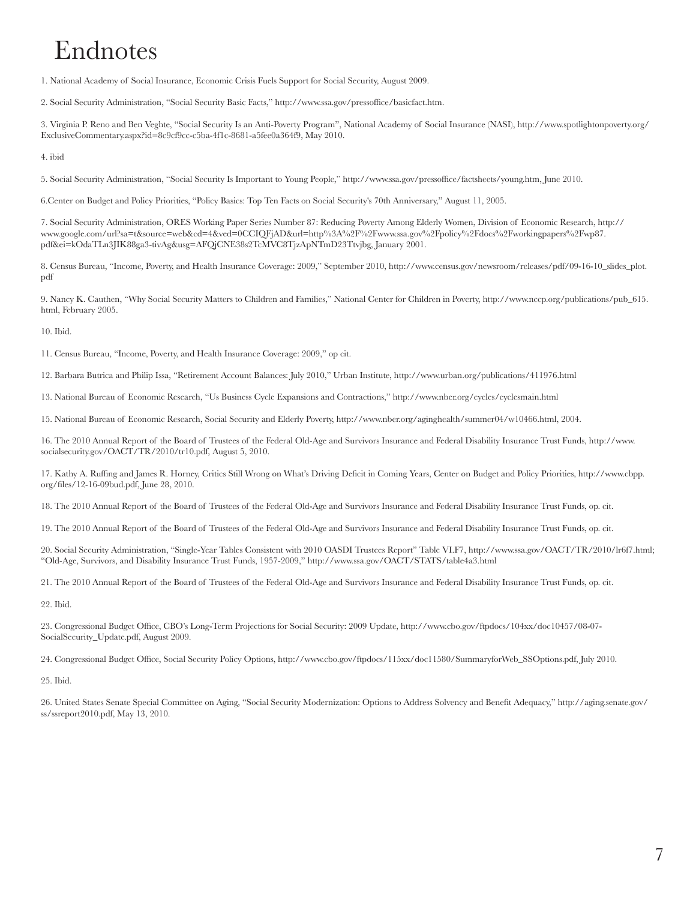# Endnotes

1. National Academy of Social Insurance, Economic Crisis Fuels Support for Social Security, August 2009.

2. Social Security Administration, "Social Security Basic Facts," http://www.ssa.gov/pressoffice/basicfact.htm.

3. Virginia P. Reno and Ben Veghte, "Social Security Is an Anti-Poverty Program", National Academy of Social Insurance (NASI), http://www.spotlightonpoverty.org/ExclusiveCommentary.aspx?id=8c9cf9cc-c5ba-4f1c-8681-a5fee0a364f9, May 2010.

4. ibid

5. Social Security Administration, "Social Security Is Important to Young People," http://www.ssa.gov/pressoffice/factsheets/young.htm, June 2010.

6.Center on Budget and Policy Priorities, "Policy Basics: Top Ten Facts on Social Security's 70th Anniversary," August 11, 2005.

7. Social Security Administration, ORES Working Paper Series Number 87: Reducing Poverty Among Elderly Women, Division of Economic Research, http://www.google.com/url?sa=t&source=web&cd=4&ved=0CCIQFjAD&url=http%3A%2F%2Fwww.ssa.gov%2Fpolicy%2Fdocs%2Fworkingpapers%2Fwp87.pdf&ei=kOdaTLn3JIK88ga3-tivAg&usg=AFQjCNE38s2TcMVC8TjzApNTmD23Ttvjbg, January 2001.

8. Census Bureau, "Income, Poverty, and Health Insurance Coverage: 2009," September 2010, http://www.census.gov/newsroom/releases/pdf/09-16-10_slides_plot.pdf

9. Nancy K. Cauthen, "Why Social Security Matters to Children and Families," National Center for Children in Poverty, http://www.nccp.org/publications/pub_615.html, February 2005.

10. Ibid.

11. Census Bureau, "Income, Poverty, and Health Insurance Coverage: 2009," op cit.

12. Barbara Butrica and Philip Issa, "Retirement Account Balances: July 2010," Urban Institute, http://urban.org/publications/411976.html

13. National Bureau of Economic Research, "Us Business Cycle Expansions and Contractions," http://www.nber.org/cycles/cyclesmain.html

15. National Bureau of Economic Research, Social Security and Elderly Poverty, http://www.nber.org/aginghealth/summer04/w10466.html, 2004.

16. The 2010 Annual Report of the Board of Trustees of the Federal Old-Age and Survivors Insurance and Federal Disability Insurance Trust Funds, http://www.socialsecurity.gov/OACT/TR/2010/tr10.pdf, August 5, 2010.

17. Kathy A. Ruffing and James R. Horney, Critics Still Wrong on What's Driving Deficit in Coming Years, Center on Budget and Policy Priorities, http://www.cbpp.org/files/12-16-09bud.pdf, June 28, 2010.

18. The 2010 Annual Report of the Board of Trustees of the Federal Old-Age and Survivors Insurance and Federal Disability Insurance Trust Funds, op. cit.

19. The 2010 Annual Report of the Board of Trustees of the Federal Old-Age and Survivors Insurance and Federal Disability Insurance Trust Funds, op. cit.

20. Social Security Administration, "Single-Year Tables Consistent with 2010 OASDI Trustees Report" Table VI.F7, http://www.ssa.gov/OACT/TR/2010/lr6f7.html; "Old-Age, Survivors, and Disability Insurance Trust Funds, 1957-2009," http://www.ssa.gov/OACT/STATS/table4a3.html

21. The 2010 Annual Report of the Board of Trustees of the Federal Old-Age and Survivors Insurance and Federal Disability Insurance Trust Funds, op. cit.

22. Ibid.

23. Congressional Budget Office, CBO's Long-Term Projections for Social Security: 2009 Update, http://www.cbo.gov/ftpdocs/104xx/doc10457/08-07-SocialSecurity_Update.pdf, August 2009.

24. Congressional Budget Office, Social Security Policy Options, http://www.cbo.gov/ftpdocs/115xx/doc11580/SummaryforWeb_SSOptions.pdf, July 2010.

25. Ibid.

26. United States Senate Special Committee on Aging, "Social Security Modernization: Options to Address Solvency and Benefit Adequacy," http://aging.senate.gov/ss/ssreport2010.pdf, May 13, 2010.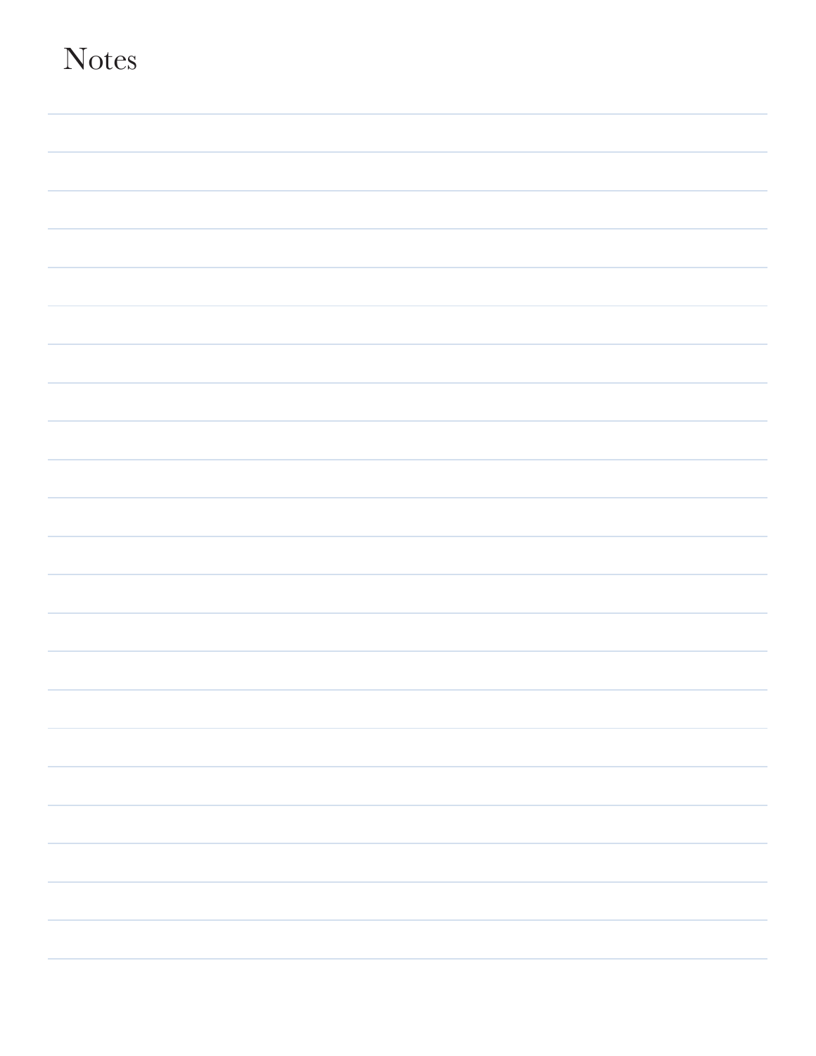# Notes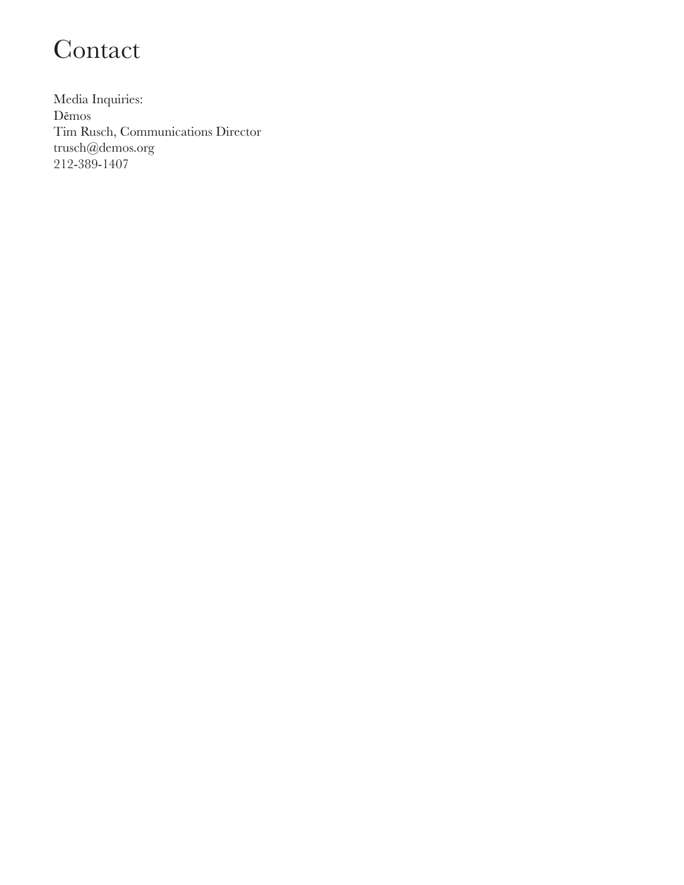# Contact

Media Inquiries:
Dēmos
Tim Rusch, Communications Director
trusch@demos.org
212-389-1407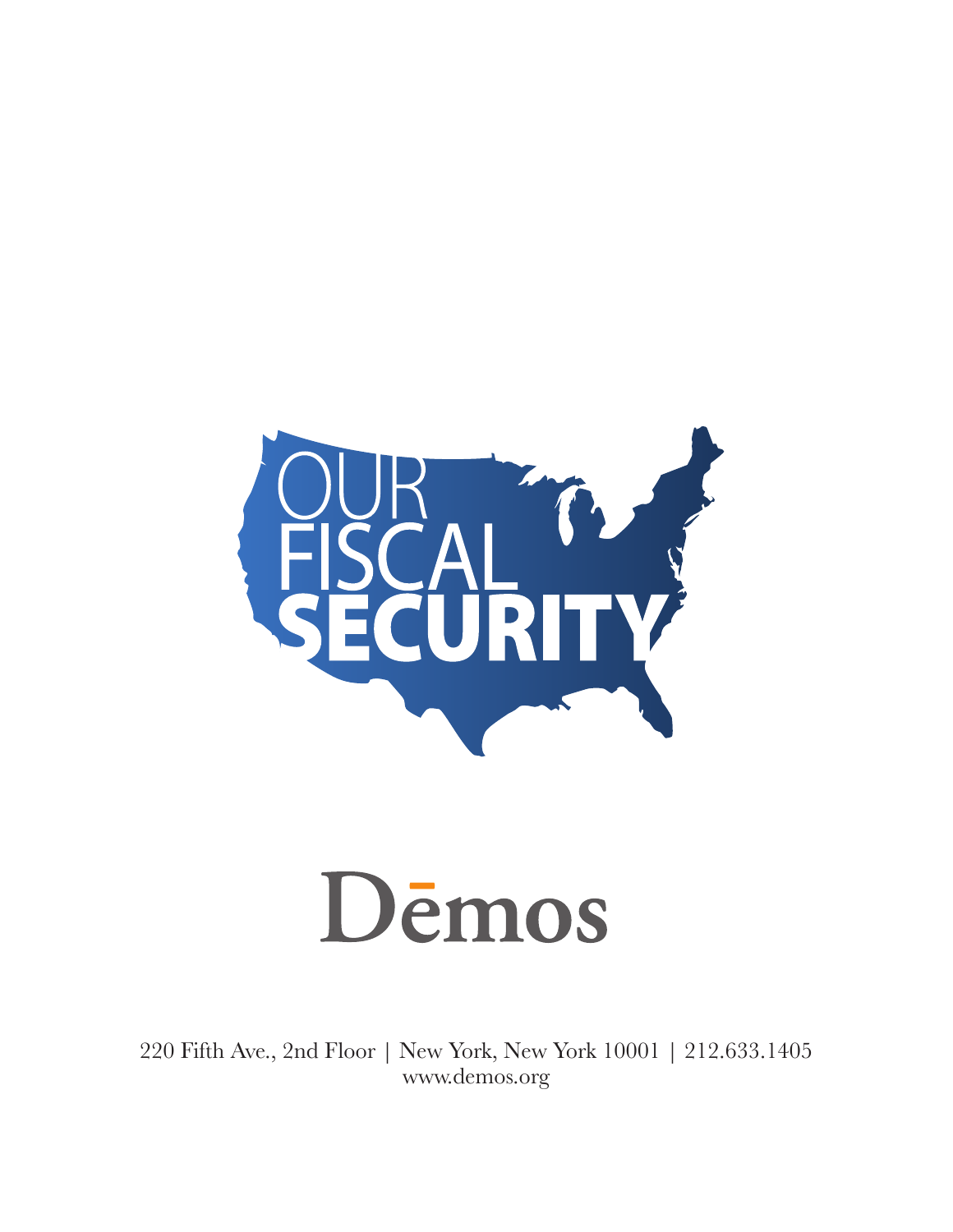OUR
FISCAL
SECURITY

Dēmos

220 Fifth Ave., 2nd Floor | New York, New York 10001 | 212.633.1405
www.demos.org